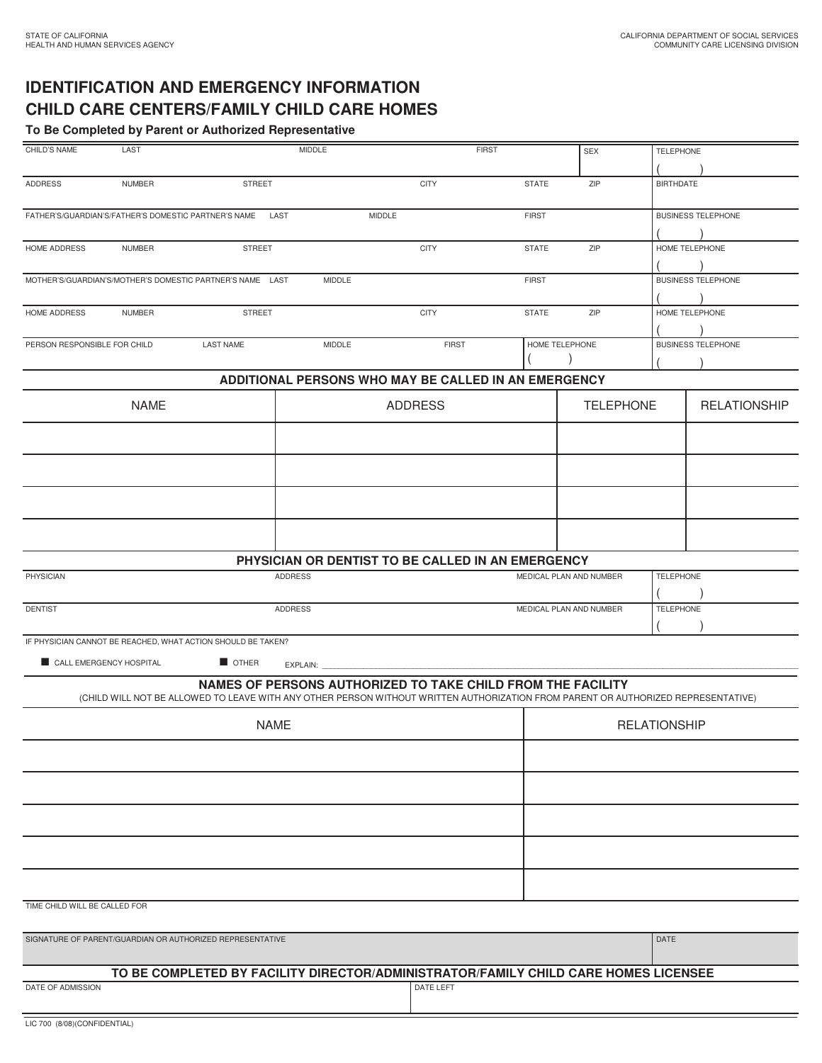STATE OF CALIFORNIA
HEALTH AND HUMAN SERVICES AGENCY

CALIFORNIA DEPARTMENT OF SOCIAL SERVICES
COMMUNITY CARE LICENSING DIVISION

# IDENTIFICATION AND EMERGENCY INFORMATION
# CHILD CARE CENTERS/FAMILY CHILD CARE HOMES

**To Be Completed by Parent or Authorized Representative**

| CHILD'S NAME LAST | MIDDLE | FIRST | SEX | TELEPHONE ( ) |
|---|---|---|---|---|
| ADDRESS NUMBER STREET | CITY | STATE | ZIP | BIRTHDATE |
| FATHER'S/GUARDIAN'S/FATHER'S DOMESTIC PARTNER'S NAME LAST | MIDDLE | FIRST | | BUSINESS TELEPHONE ( ) |
| HOME ADDRESS NUMBER STREET | CITY | STATE | ZIP | HOME TELEPHONE ( ) |
| MOTHER'S/GUARDIAN'S/MOTHER'S DOMESTIC PARTNER'S NAME LAST | MIDDLE | FIRST | | BUSINESS TELEPHONE ( ) |
| HOME ADDRESS NUMBER STREET | CITY | STATE | ZIP | HOME TELEPHONE ( ) |
| PERSON RESPONSIBLE FOR CHILD LAST NAME | MIDDLE | FIRST | HOME TELEPHONE ( ) | BUSINESS TELEPHONE ( ) |

## ADDITIONAL PERSONS WHO MAY BE CALLED IN AN EMERGENCY

| NAME | ADDRESS | TELEPHONE | RELATIONSHIP |
|---|---|---|---|
| | | | |
| | | | |
| | | | |
| | | | |

## PHYSICIAN OR DENTIST TO BE CALLED IN AN EMERGENCY

| PHYSICIAN | ADDRESS | MEDICAL PLAN AND NUMBER | TELEPHONE ( ) |
|---|---|---|---|
| DENTIST | ADDRESS | MEDICAL PLAN AND NUMBER | TELEPHONE ( ) |

IF PHYSICIAN CANNOT BE REACHED, WHAT ACTION SHOULD BE TAKEN?

■ CALL EMERGENCY HOSPITAL ■ OTHER EXPLAIN: ____________________

## NAMES OF PERSONS AUTHORIZED TO TAKE CHILD FROM THE FACILITY

(CHILD WILL NOT BE ALLOWED TO LEAVE WITH ANY OTHER PERSON WITHOUT WRITTEN AUTHORIZATION FROM PARENT OR AUTHORIZED REPRESENTATIVE)

| NAME | RELATIONSHIP |
|---|---|
| | |
| | |
| | |
| | |
| | |

TIME CHILD WILL BE CALLED FOR

| SIGNATURE OF PARENT/GUARDIAN OR AUTHORIZED REPRESENTATIVE | DATE |
|---|---|
| | |

## TO BE COMPLETED BY FACILITY DIRECTOR/ADMINISTRATOR/FAMILY CHILD CARE HOMES LICENSEE

| DATE OF ADMISSION | DATE LEFT |
|---|---|
| | |

LIC 700 (8/08)(CONFIDENTIAL)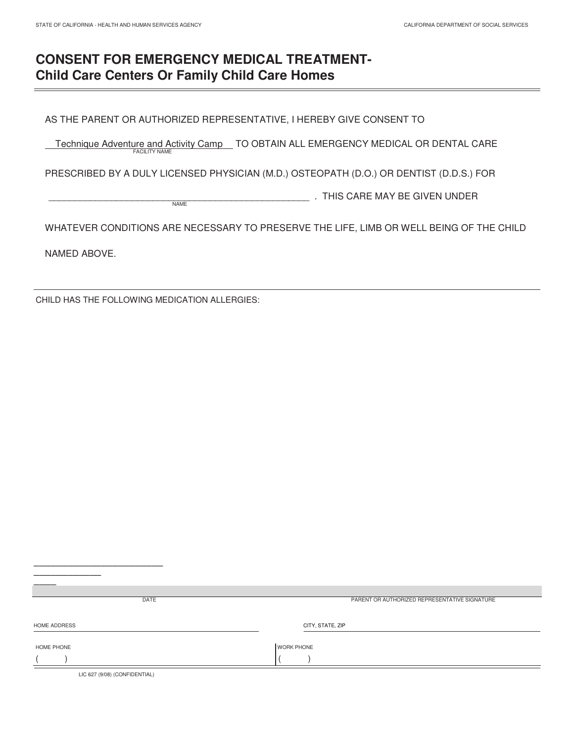STATE OF CALIFORNIA - HEALTH AND HUMAN SERVICES AGENCY

CALIFORNIA DEPARTMENT OF SOCIAL SERVICES

# CONSENT FOR EMERGENCY MEDICAL TREATMENT- Child Care Centers Or Family Child Care Homes

AS THE PARENT OR AUTHORIZED REPRESENTATIVE, I HEREBY GIVE CONSENT TO

Technique Adventure and Activity Camp TO OBTAIN ALL EMERGENCY MEDICAL OR DENTAL CARE
FACILITY NAME

PRESCRIBED BY A DULY LICENSED PHYSICIAN (M.D.) OSTEOPATH (D.O.) OR DENTIST (D.D.S.) FOR

_____________________________________________ . THIS CARE MAY BE GIVEN UNDER
NAME

WHATEVER CONDITIONS ARE NECESSARY TO PRESERVE THE LIFE, LIMB OR WELL BEING OF THE CHILD NAMED ABOVE.

CHILD HAS THE FOLLOWING MEDICATION ALLERGIES:

_____________________________

_______________

_____

DATE

PARENT OR AUTHORIZED REPRESENTATIVE SIGNATURE

HOME ADDRESS

CITY, STATE, ZIP

HOME PHONE
( )

WORK PHONE
( )

LIC 627 (9/08) (CONFIDENTIAL)